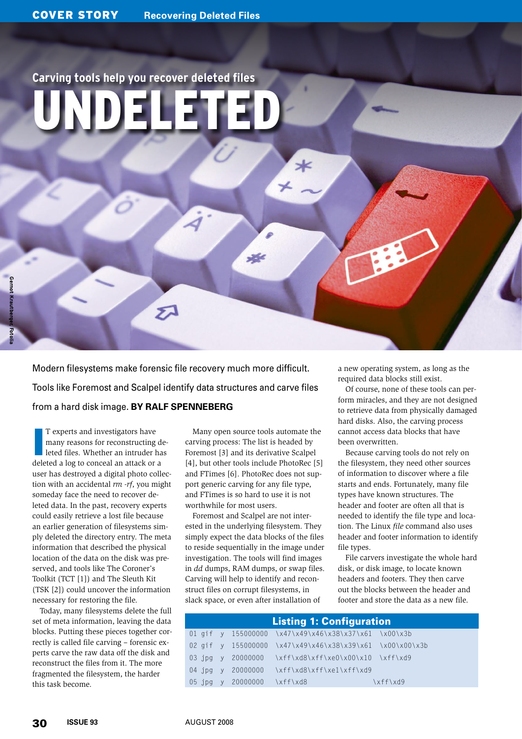# UNDELETED

## Carving tools help you recover deleted files

Modern filesystems make forensic file recovery much more difficult. Tools like Foremost and Scalpel identify data structures and carve files from a hard disk image. **BY RALF SPENNEBERG**

IT experts and investigators have many reasons for reconstructing deleted files. Whether an intruder has deleted a log to conceal an attack or a user has destroyed a digital photo collection with an accidental *rm -rf*, you might someday face the need to recover deleted data. In the past, recovery experts could easily retrieve a lost file because an earlier generation of filesystems simply deleted the directory entry. The meta information that described the physical location of the data on the disk was preserved, and tools like The Coroner's Toolkit (TCT [1]) and The Sleuth Kit (TSK [2]) could uncover the information necessary for restoring the file.

Today, many filesystems delete the full set of meta information, leaving the data blocks. Putting these pieces together correctly is called file carving – forensic experts carve the raw data off the disk and reconstruct the files from it. The more fragmented the filesystem, the harder this task become.

Many open source tools automate the carving process: The list is headed by Foremost [3] and its derivative Scalpel [4], but other tools include PhotoRec [5] and FTimes [6]. PhotoRec does not support generic carving for any file type, and FTimes is so hard to use it is not worthwhile for most users.

Foremost and Scalpel are not interested in the underlying filesystem. They simply expect the data blocks of the files to reside sequentially in the image under investigation. The tools will find images in *dd* dumps, RAM dumps, or swap files. Carving will help to identify and reconstruct files on corrupt filesystems, in slack space, or even after installation of a new operating system, as long as the required data blocks still exist.

Of course, none of these tools can perform miracles, and they are not designed to retrieve data from physically damaged hard disks. Also, the carving process cannot access data blocks that have been overwritten.

Because carving tools do not rely on the filesystem, they need other sources of information to discover where a file starts and ends. Fortunately, many file types have known structures. The header and footer are often all that is needed to identify the file type and location. The Linux *file* command also uses header and footer information to identify file types.

File carvers investigate the whole hard disk, or disk image, to locate known headers and footers. They then carve out the blocks between the header and footer and store the data as a new file.

### Listing 1: Configuration

```
01 gif  y  155000000  \x47\x49\x46\x38\x37\x61  \x00\x3b
02 gif  y  155000000  \x47\x49\x46\x38\x39\x61  \x00\x00\x3b
03 jpg  y  20000000   \xff\xd8\xff\xe0\x00\x10  \xff\xd9
04 jpg  y  20000000   \xff\xd8\xff\xe1\xff\xd9
05 jpg  y  20000000   \xff\xd8                  \xff\xd9
```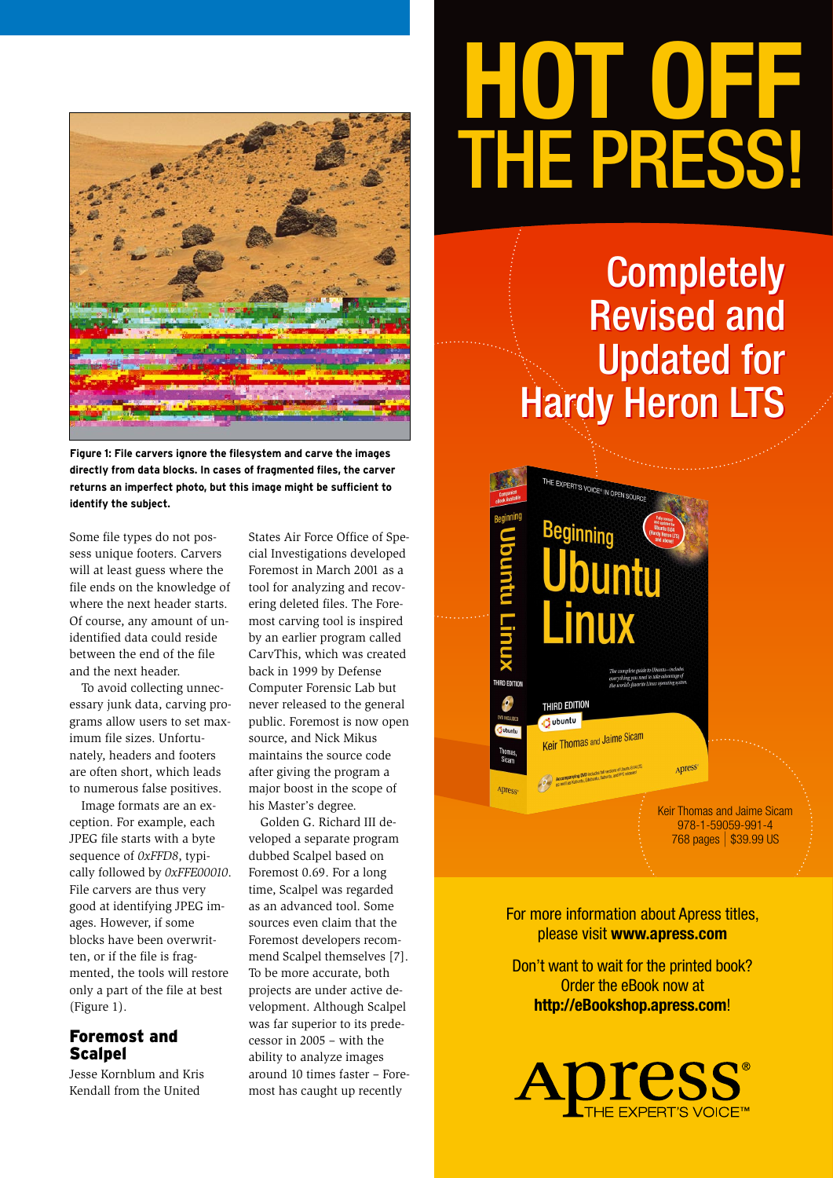Figure 1: File carvers ignore the filesystem and carve the images directly from data blocks. In cases of fragmented files, the carver returns an imperfect photo, but this image might be sufficient to identify the subject.

Some file types do not possess unique footers. Carvers will at least guess where the file ends on the knowledge of where the next header starts. Of course, any amount of unidentified data could reside between the end of the file and the next header.

To avoid collecting unnecessary junk data, carving programs allow users to set maximum file sizes. Unfortunately, headers and footers are often short, which leads to numerous false positives.

Image formats are an exception. For example, each JPEG file starts with a byte sequence of *0xFFD8*, typically followed by *0xFFE00010*. File carvers are thus very good at identifying JPEG images. However, if some blocks have been overwritten, or if the file is fragmented, the tools will restore only a part of the file at best (Figure 1).

## Foremost and Scalpel

Jesse Kornblum and Kris Kendall from the United States Air Force Office of Special Investigations developed Foremost in March 2001 as a tool for analyzing and recovering deleted files. The Foremost carving tool is inspired by an earlier program called CarvThis, which was created back in 1999 by Defense Computer Forensic Lab but never released to the general public. Foremost is now open source, and Nick Mikus maintains the source code after giving the program a major boost in the scope of his Master's degree.

Golden G. Richard III developed a separate program dubbed Scalpel based on Foremost 0.69. For a long time, Scalpel was regarded as an advanced tool. Some sources even claim that the Foremost developers recommend Scalpel themselves [7]. To be more accurate, both projects are under active development. Although Scalpel was far superior to its predecessor in 2005 – with the ability to analyze images around 10 times faster – Foremost has caught up recently

# HOT OFF THE PRESS!

## Completely Revised and Updated for Hardy Heron LTS

Keir Thomas and Jaime Sicam
978-1-59059-991-4
768 pages | $39.99 US

For more information about Apress titles, please visit **www.apress.com**

Don't want to wait for the printed book? Order the eBook now at **http://eBookshop.apress.com**!

Apress® THE EXPERT'S VOICE™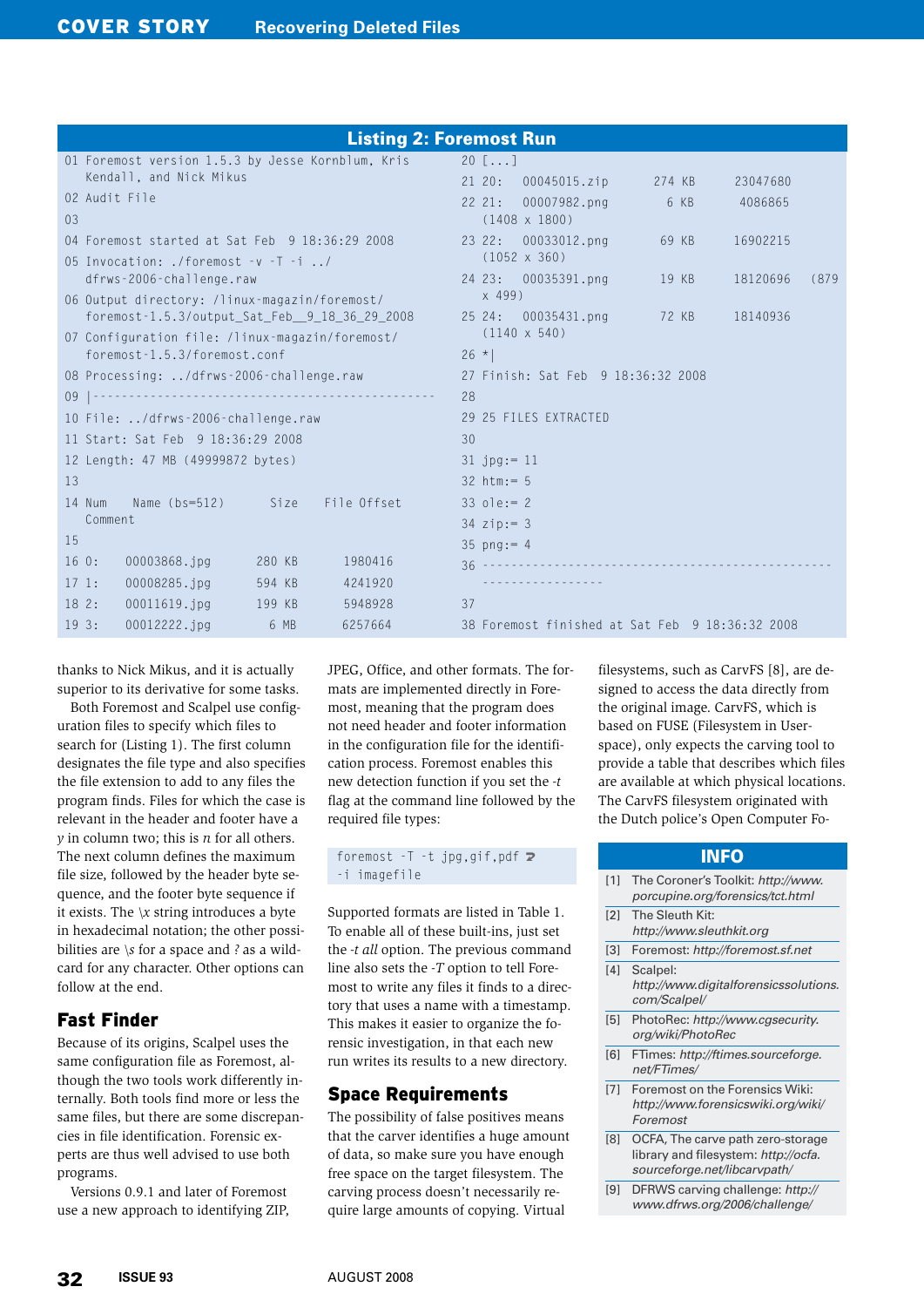**Listing 2: Foremost Run**

```
01 Foremost version 1.5.3 by Jesse Kornblum, Kris
   Kendall, and Nick Mikus
02 Audit File
03
04 Foremost started at Sat Feb  9 18:36:29 2008
05 Invocation: ./foremost -v -T -i ../
   dfrws-2006-challenge.raw
06 Output directory: /linux-magazin/foremost/
   foremost-1.5.3/output_Sat_Feb__9_18_36_29_2008
07 Configuration file: /linux-magazin/foremost/
   foremost-1.5.3/foremost.conf
08 Processing: ../dfrws-2006-challenge.raw
09 |----------------------------------------------
10 File: ../dfrws-2006-challenge.raw
11 Start: Sat Feb  9 18:36:29 2008
12 Length: 47 MB (49999872 bytes)
13
14 Num    Name (bs=512)       Size    File Offset
   Comment
15
16 0:    00003868.jpg      280 KB      1980416
17 1:    00008285.jpg      594 KB      4241920
18 2:    00011619.jpg      199 KB      5948928
19 3:    00012222.jpg        6 MB      6257664
20 [...]
21 20:   00045015.zip      274 KB      23047680
22 21:   00007982.png        6 KB      4086865
   (1408 x 1800)
23 22:   00033012.png       69 KB      16902215
   (1052 x 360)
24 23:   00035391.png       19 KB      18120696   (879
   x 499)
25 24:   00035431.png       72 KB      18140936
   (1140 x 540)
26 *|
27 Finish: Sat Feb  9 18:36:32 2008
28
29 25 FILES EXTRACTED
30
31 jpg:= 11
32 htm:= 5
33 ole:= 2
34 zip:= 3
35 png:= 4
36 -----------------------------------------------
   ----------------
37
38 Foremost finished at Sat Feb  9 18:36:32 2008
```

thanks to Nick Mikus, and it is actually superior to its derivative for some tasks.

Both Foremost and Scalpel use configuration files to specify which files to search for (Listing 1). The first column designates the file type and also specifies the file extension to add to any files the program finds. Files for which the case is relevant in the header and footer have a *y* in column two; this is *n* for all others. The next column defines the maximum file size, followed by the header byte sequence, and the footer byte sequence if it exists. The *\x* string introduces a byte in hexadecimal notation; the other possibilities are *\s* for a space and *?* as a wildcard for any character. Other options can follow at the end.

## Fast Finder

Because of its origins, Scalpel uses the same configuration file as Foremost, although the two tools work differently internally. Both tools find more or less the same files, but there are some discrepancies in file identification. Forensic experts are thus well advised to use both programs.

Versions 0.9.1 and later of Foremost use a new approach to identifying ZIP, JPEG, Office, and other formats. The formats are implemented directly in Foremost, meaning that the program does not need header and footer information in the configuration file for the identification process. Foremost enables this new detection function if you set the *-t* flag at the command line followed by the required file types:

```
foremost -T -t jpg,gif,pdf ↩
-i imagefile
```

Supported formats are listed in Table 1. To enable all of these built-ins, just set the *-t all* option. The previous command line also sets the *-T* option to tell Foremost to write any files it finds to a directory that uses a name with a timestamp. This makes it easier to organize the forensic investigation, in that each new run writes its results to a new directory.

## Space Requirements

The possibility of false positives means that the carver identifies a huge amount of data, so make sure you have enough free space on the target filesystem. The carving process doesn't necessarily require large amounts of copying. Virtual filesystems, such as CarvFS [8], are designed to access the data directly from the original image. CarvFS, which is based on FUSE (Filesystem in Userspace), only expects the carving tool to provide a table that describes which files are available at which physical locations. The CarvFS filesystem originated with the Dutch police's Open Computer Fo-

**INFO**

[1] The Coroner's Toolkit: *http://www.porcupine.org/forensics/tct.html*

[2] The Sleuth Kit: *http://www.sleuthkit.org*

[3] Foremost: *http://foremost.sf.net*

[4] Scalpel: *http://www.digitalforensicssolutions.com/Scalpel/*

[5] PhotoRec: *http://www.cgsecurity.org/wiki/PhotoRec*

[6] FTimes: *http://ftimes.sourceforge.net/FTimes/*

[7] Foremost on the Forensics Wiki: *http://www.forensicswiki.org/wiki/Foremost*

[8] OCFA, The carve path zero-storage library and filesystem: *http://ocfa.sourceforge.net/libcarvpath/*

[9] DFRWS carving challenge: *http://www.dfrws.org/2006/challenge/*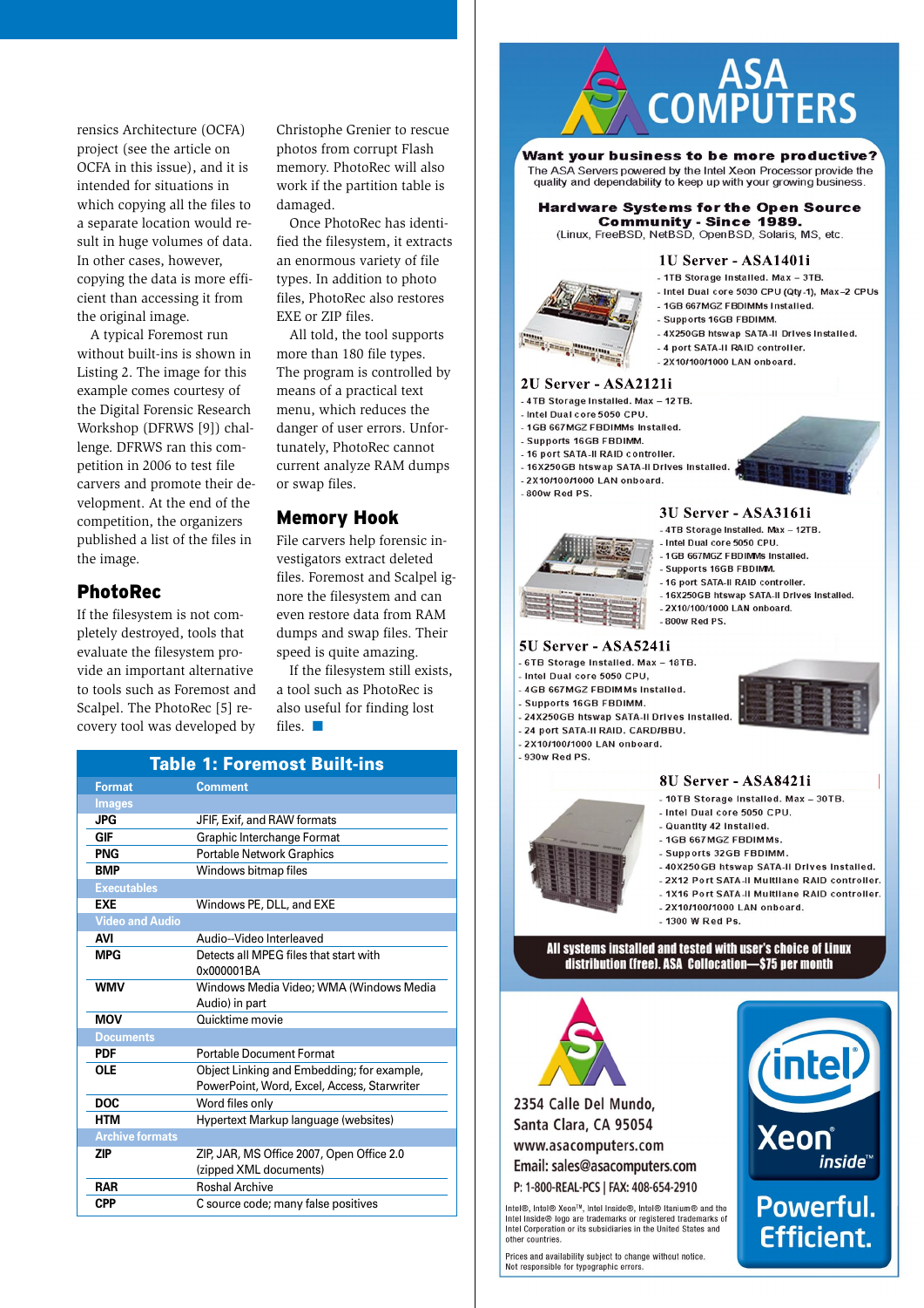rensics Architecture (OCFA) project (see the article on OCFA in this issue), and it is intended for situations in which copying all the files to a separate location would result in huge volumes of data. In other cases, however, copying the data is more efficient than accessing it from the original image.

A typical Foremost run without built-ins is shown in Listing 2. The image for this example comes courtesy of the Digital Forensic Research Workshop (DFRWS [9]) challenge. DFRWS ran this competition in 2006 to test file carvers and promote their development. At the end of the competition, the organizers published a list of the files in the image.

## PhotoRec

If the filesystem is not completely destroyed, tools that evaluate the filesystem provide an important alternative to tools such as Foremost and Scalpel. The PhotoRec [5] recovery tool was developed by Christophe Grenier to rescue photos from corrupt Flash memory. PhotoRec will also work if the partition table is damaged.

Once PhotoRec has identified the filesystem, it extracts an enormous variety of file types. In addition to photo files, PhotoRec also restores EXE or ZIP files.

All told, the tool supports more than 180 file types. The program is controlled by means of a practical text menu, which reduces the danger of user errors. Unfortunately, PhotoRec cannot current analyze RAM dumps or swap files.

## Memory Hook

File carvers help forensic investigators extract deleted files. Foremost and Scalpel ignore the filesystem and can even restore data from RAM dumps and swap files. Their speed is quite amazing.

If the filesystem still exists, a tool such as PhotoRec is also useful for finding lost files. ■

**Table 1: Foremost Built-ins**

| Format | Comment |
|---|---|
| **Images** | |
| JPG | JFIF, Exif, and RAW formats |
| GIF | Graphic Interchange Format |
| PNG | Portable Network Graphics |
| BMP | Windows bitmap files |
| **Executables** | |
| EXE | Windows PE, DLL, and EXE |
| **Video and Audio** | |
| AVI | Audio–Video Interleaved |
| MPG | Detects all MPEG files that start with 0x000001BA |
| WMV | Windows Media Video; WMA (Windows Media Audio) in part |
| MOV | Quicktime movie |
| **Documents** | |
| PDF | Portable Document Format |
| OLE | Object Linking and Embedding; for example, PowerPoint, Word, Excel, Access, Starwriter |
| DOC | Word files only |
| HTM | Hypertext Markup language (websites) |
| **Archive formats** | |
| ZIP | ZIP, JAR, MS Office 2007, Open Office 2.0 (zipped XML documents) |
| RAR | Roshal Archive |
| CPP | C source code; many false positives |

ASA COMPUTERS

**Want your business to be more productive?**
The ASA Servers powered by the Intel Xeon Processor provide the quality and dependability to keep up with your growing business.

**Hardware Systems for the Open Source Community - Since 1989.**
(Linux, FreeBSD, NetBSD, OpenBSD, Solaris, MS, etc.

**1U Server - ASA1401i**
- 1TB Storage Installed. Max – 3TB.
- Intel Dual core 5030 CPU (Qty-1), Max-2 CPUs
- 1GB 667MGZ FBDIMMs Installed.
- Supports 16GB FBDIMM.
- 4X250GB htswap SATA-II Drives Installed.
- 4 port SATA-II RAID controller.
- 2X10/100/1000 LAN onboard.

**2U Server - ASA2121i**
- 4TB Storage Installed. Max – 12TB.
- Intel Dual core 5050 CPU.
- 1GB 667MGZ FBDIMMs Installed.
- Supports 16GB FBDIMM.
- 16 port SATA-II RAID controller.
- 16X250GB htswap SATA-II Drives Installed.
- 2X10/100/1000 LAN onboard.
- 800w Red PS.

**3U Server - ASA3161i**
- 4TB Storage Installed. Max – 12TB.
- Intel Dual core 5050 CPU.
- 1GB 667MGZ FBDIMMs Installed.
- Supports 16GB FBDIMM.
- 16 port SATA-II RAID controller.
- 16X250GB htswap SATA-II Drives Installed.
- 2X10/100/1000 LAN onboard.
- 800w Red PS.

**5U Server - ASA5241i**
- 6TB Storage Installed. Max – 18TB.
- Intel Dual core 5050 CPU,
- 4GB 667MGZ FBDIMMs Installed.
- Supports 16GB FBDIMM.
- 24X250GB htswap SATA-II Drives Installed.
- 24 port SATA-II RAID. CARD/BBU.
- 2X10/100/1000 LAN onboard.
- 930w Red PS.

**8U Server - ASA8421i**
- 10TB Storage Installed. Max – 30TB.
- Intel Dual core 5050 CPU.
- Quantity 42 Installed.
- 1GB 667MGZ FBDIMMs.
- Supports 32GB FBDIMM.
- 40X250GB htswap SATA-II Drives Installed.
- 2X12 Port SATA-II Multilane RAID controller.
- 1X16 Port SATA-II Multilane RAID controller.
- 2X10/100/1000 LAN onboard.
- 1300 W Red Ps.

**All systems installed and tested with user's choice of Linux distribution (free). ASA Collocation—$75 per month**

2354 Calle Del Mundo,
Santa Clara, CA 95054
www.asacomputers.com
Email: sales@asacomputers.com
P: 1-800-REAL-PCS | FAX: 408-654-2910

Intel®, Intel® Xeon™, Intel Inside®, Intel® Itanium® and the Intel Inside® logo are trademarks or registered trademarks of Intel Corporation or its subsidiaries in the United States and other countries.

Prices and availability subject to change without notice. Not responsible for typographic errors.

intel Xeon inside™

Powerful. Efficient.